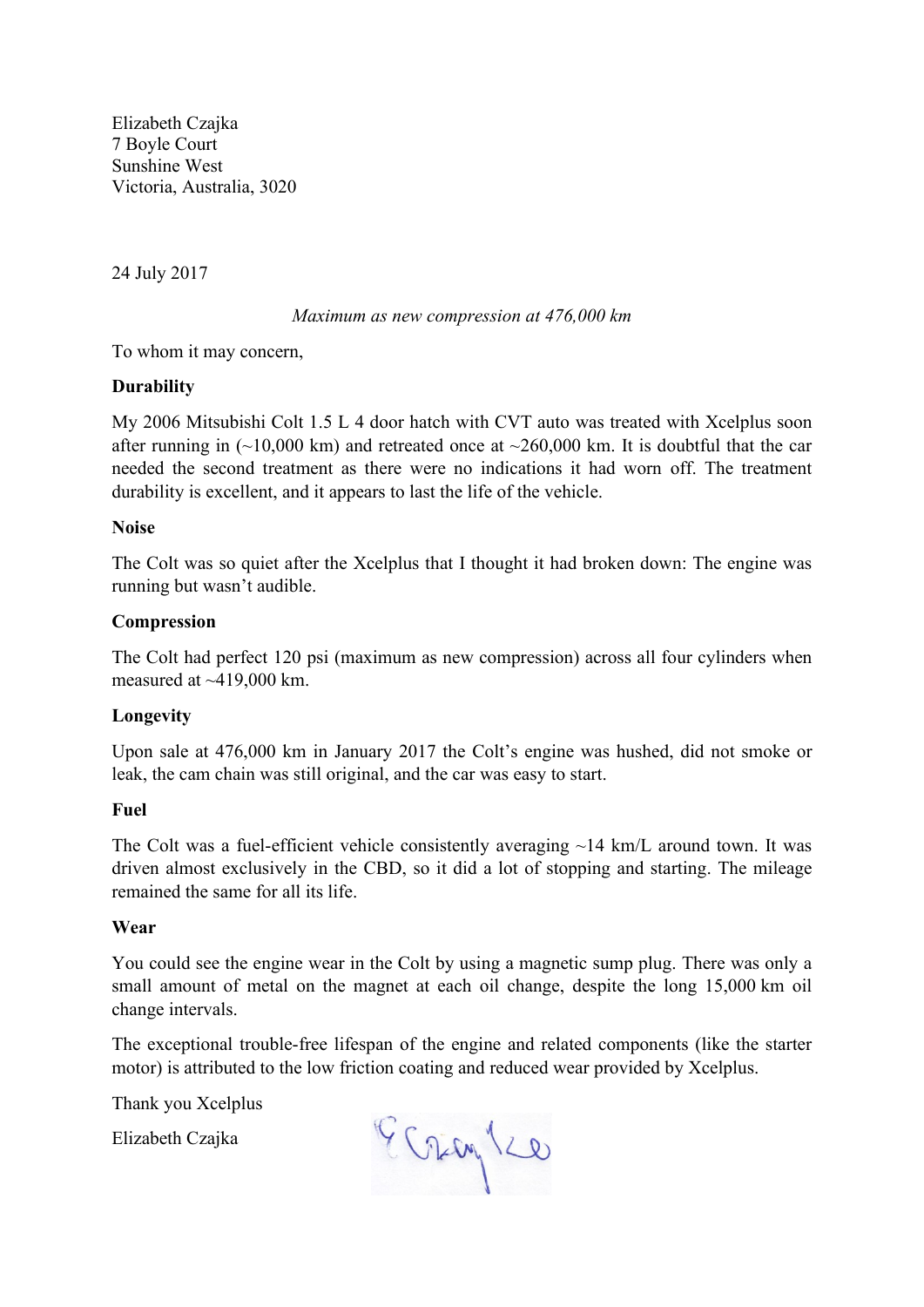Elizabeth Czajka
7 Boyle Court
Sunshine West
Victoria, Australia, 3020

24 July 2017

*Maximum as new compression at 476,000 km*

To whom it may concern,

**Durability**

My 2006 Mitsubishi Colt 1.5 L 4 door hatch with CVT auto was treated with Xcelplus soon after running in (~10,000 km) and retreated once at ~260,000 km. It is doubtful that the car needed the second treatment as there were no indications it had worn off. The treatment durability is excellent, and it appears to last the life of the vehicle.

**Noise**

The Colt was so quiet after the Xcelplus that I thought it had broken down: The engine was running but wasn't audible.

**Compression**

The Colt had perfect 120 psi (maximum as new compression) across all four cylinders when measured at ~419,000 km.

**Longevity**

Upon sale at 476,000 km in January 2017 the Colt's engine was hushed, did not smoke or leak, the cam chain was still original, and the car was easy to start.

**Fuel**

The Colt was a fuel-efficient vehicle consistently averaging ~14 km/L around town. It was driven almost exclusively in the CBD, so it did a lot of stopping and starting. The mileage remained the same for all its life.

**Wear**

You could see the engine wear in the Colt by using a magnetic sump plug. There was only a small amount of metal on the magnet at each oil change, despite the long 15,000 km oil change intervals.

The exceptional trouble-free lifespan of the engine and related components (like the starter motor) is attributed to the low friction coating and reduced wear provided by Xcelplus.

Thank you Xcelplus

Elizabeth Czajka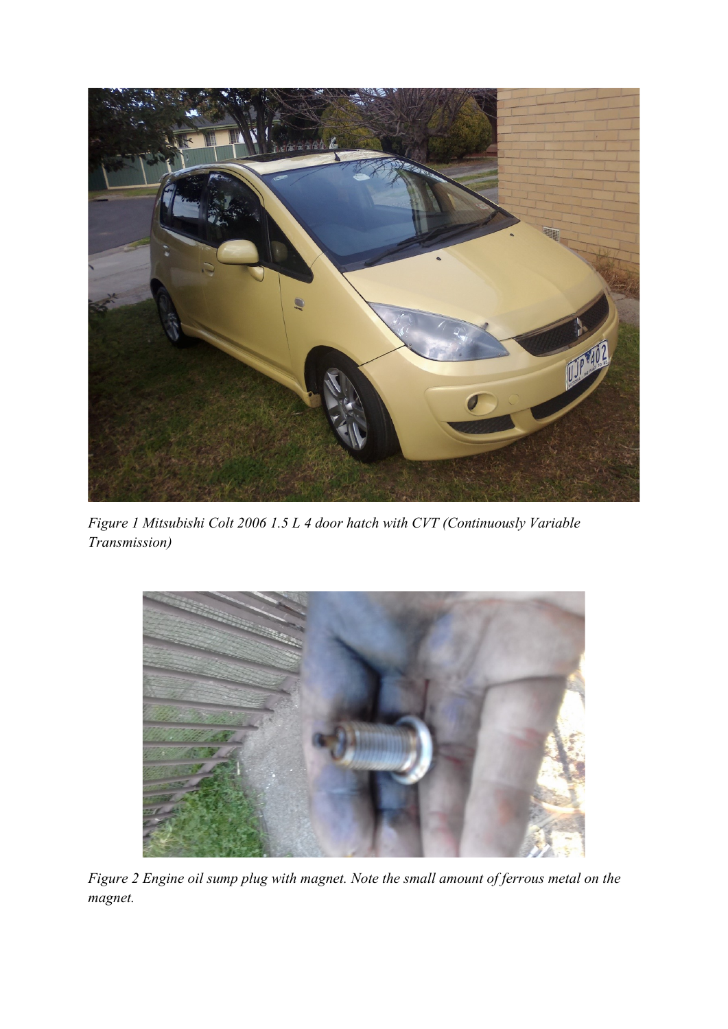*Figure 1 Mitsubishi Colt 2006 1.5 L 4 door hatch with CVT (Continuously Variable Transmission)*

*Figure 2 Engine oil sump plug with magnet. Note the small amount of ferrous metal on the magnet.*